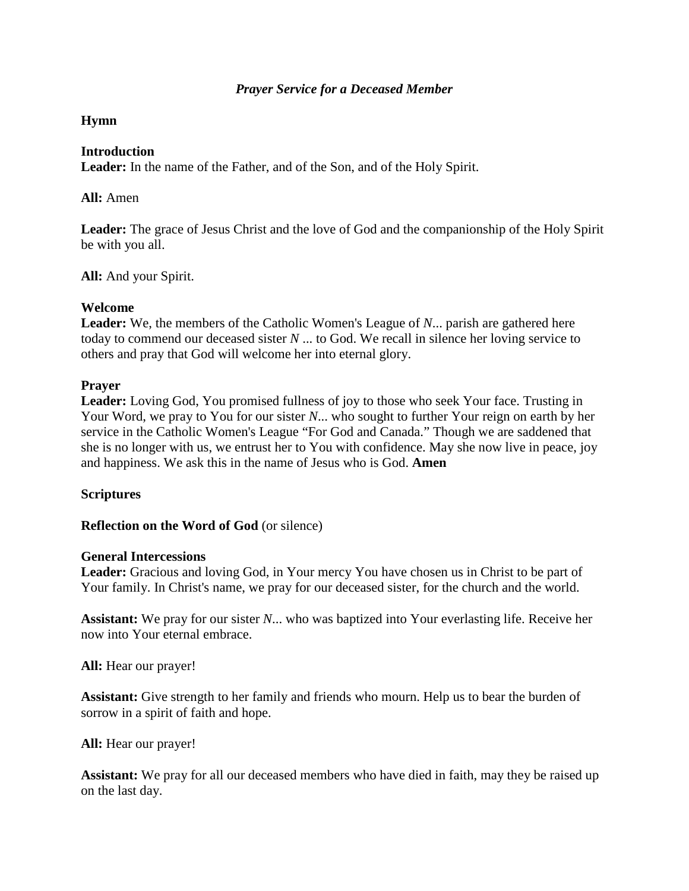### *Prayer Service for a Deceased Member*

**Hymn**

**Introduction**
**Leader:** In the name of the Father, and of the Son, and of the Holy Spirit.

**All:** Amen

**Leader:** The grace of Jesus Christ and the love of God and the companionship of the Holy Spirit be with you all.

**All:** And your Spirit.

**Welcome**
**Leader:** We, the members of the Catholic Women's League of *N*... parish are gathered here today to commend our deceased sister *N* ... to God. We recall in silence her loving service to others and pray that God will welcome her into eternal glory.

**Prayer**
**Leader:** Loving God, You promised fullness of joy to those who seek Your face. Trusting in Your Word, we pray to You for our sister *N*... who sought to further Your reign on earth by her service in the Catholic Women's League "For God and Canada." Though we are saddened that she is no longer with us, we entrust her to You with confidence. May she now live in peace, joy and happiness. We ask this in the name of Jesus who is God. **Amen**

**Scriptures**

**Reflection on the Word of God** (or silence)

**General Intercessions**
**Leader:** Gracious and loving God, in Your mercy You have chosen us in Christ to be part of Your family. In Christ's name, we pray for our deceased sister, for the church and the world.

**Assistant:** We pray for our sister *N*... who was baptized into Your everlasting life. Receive her now into Your eternal embrace.

**All:** Hear our prayer!

**Assistant:** Give strength to her family and friends who mourn. Help us to bear the burden of sorrow in a spirit of faith and hope.

**All:** Hear our prayer!

**Assistant:** We pray for all our deceased members who have died in faith, may they be raised up on the last day.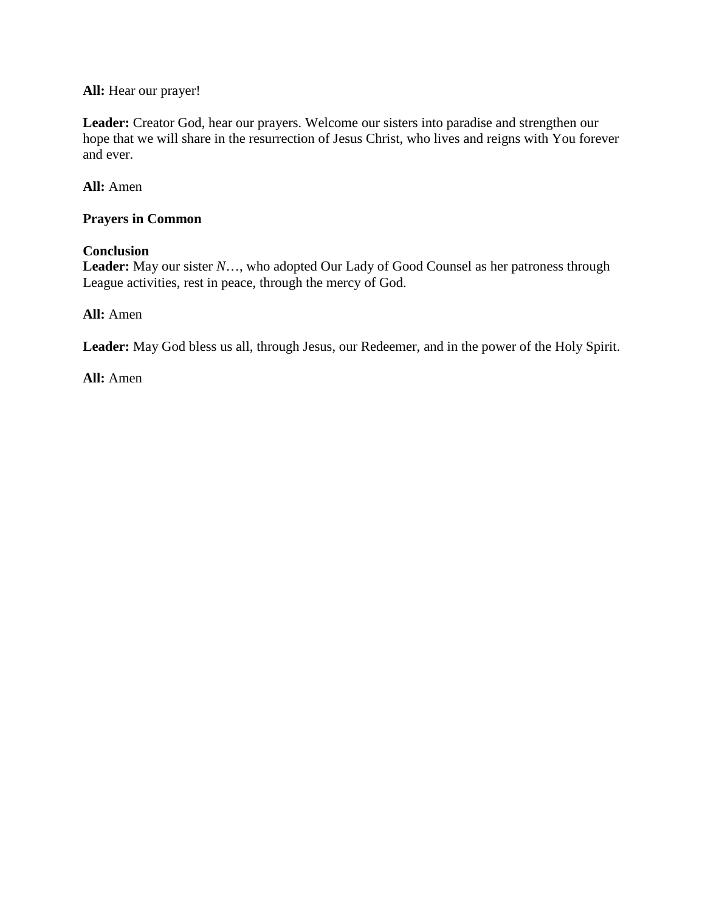**All:** Hear our prayer!

**Leader:** Creator God, hear our prayers. Welcome our sisters into paradise and strengthen our hope that we will share in the resurrection of Jesus Christ, who lives and reigns with You forever and ever.

**All:** Amen

**Prayers in Common**

**Conclusion**

**Leader:** May our sister *N*…, who adopted Our Lady of Good Counsel as her patroness through League activities, rest in peace, through the mercy of God.

**All:** Amen

**Leader:** May God bless us all, through Jesus, our Redeemer, and in the power of the Holy Spirit.

**All:** Amen